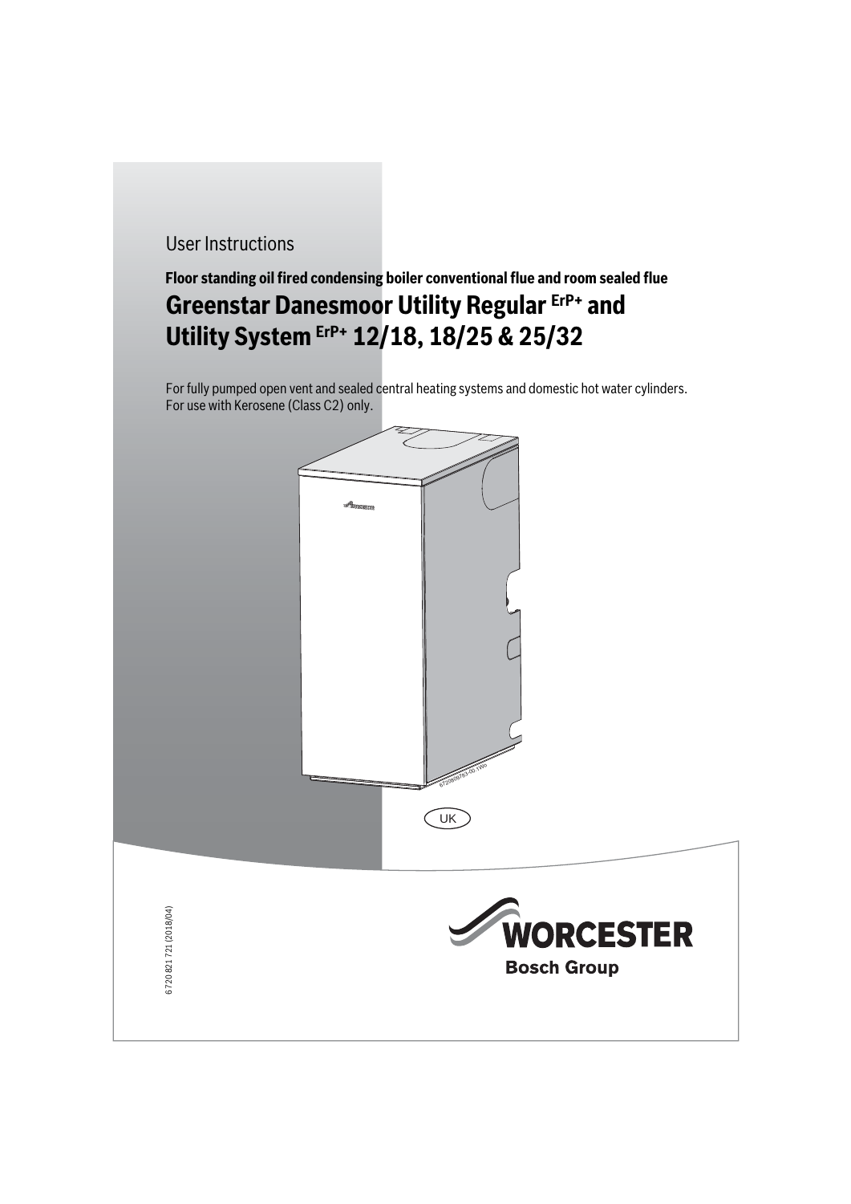User Instructions

**Floor standing oil fired condensing boiler conventional flue and room sealed flue**

# Greenstar Danesmoor Utility Regular ErP+ and Utility System ErP+ 12/18, 18/25 & 25/32

For fully pumped open vent and sealed central heating systems and domestic hot water cylinders.
For use with Kerosene (Class C2) only.

UK

6 720 821 721 (2018/04)

WORCESTER
Bosch Group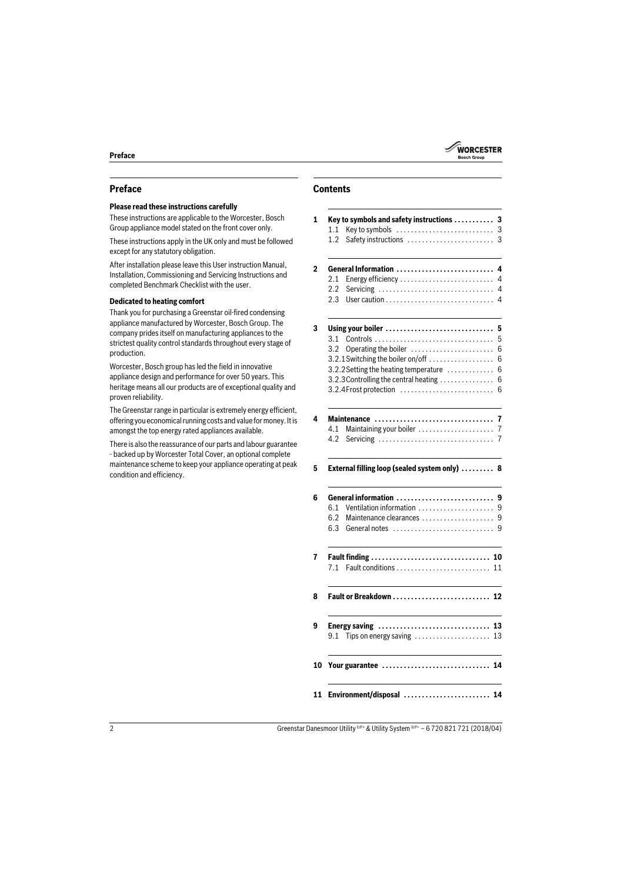## Preface

**Please read these instructions carefully**

These instructions are applicable to the Worcester, Bosch Group appliance model stated on the front cover only.

These instructions apply in the UK only and must be followed except for any statutory obligation.

After installation please leave this User instruction Manual, Installation, Commissioning and Servicing Instructions and completed Benchmark Checklist with the user.

**Dedicated to heating comfort**

Thank you for purchasing a Greenstar oil-fired condensing appliance manufactured by Worcester, Bosch Group. The company prides itself on manufacturing appliances to the strictest quality control standards throughout every stage of production.

Worcester, Bosch group has led the field in innovative appliance design and performance for over 50 years. This heritage means all our products are of exceptional quality and proven reliability.

The Greenstar range in particular is extremely energy efficient, offering you economical running costs and value for money. It is amongst the top energy rated appliances available.

There is also the reassurance of our parts and labour guarantee - backed up by Worcester Total Cover, an optional complete maintenance scheme to keep your appliance operating at peak condition and efficiency.

## Contents

**1 Key to symbols and safety instructions** ........... 3
- 1.1 Key to symbols ........... 3
- 1.2 Safety instructions ........... 3

**2 General Information** ........... 4
- 2.1 Energy efficiency ........... 4
- 2.2 Servicing ........... 4
- 2.3 User caution ........... 4

**3 Using your boiler** ........... 5
- 3.1 Controls ........... 5
- 3.2 Operating the boiler ........... 6
- 3.2.1 Switching the boiler on/off ........... 6
- 3.2.2 Setting the heating temperature ........... 6
- 3.2.3 Controlling the central heating ........... 6
- 3.2.4 Frost protection ........... 6

**4 Maintenance** ........... 7
- 4.1 Maintaining your boiler ........... 7
- 4.2 Servicing ........... 7

**5 External filling loop (sealed system only)** ........... 8

**6 General information** ........... 9
- 6.1 Ventilation information ........... 9
- 6.2 Maintenance clearances ........... 9
- 6.3 General notes ........... 9

**7 Fault finding** ........... 10
- 7.1 Fault conditions ........... 11

**8 Fault or Breakdown** ........... 12

**9 Energy saving** ........... 13
- 9.1 Tips on energy saving ........... 13

**10 Your guarantee** ........... 14

**11 Environment/disposal** ........... 14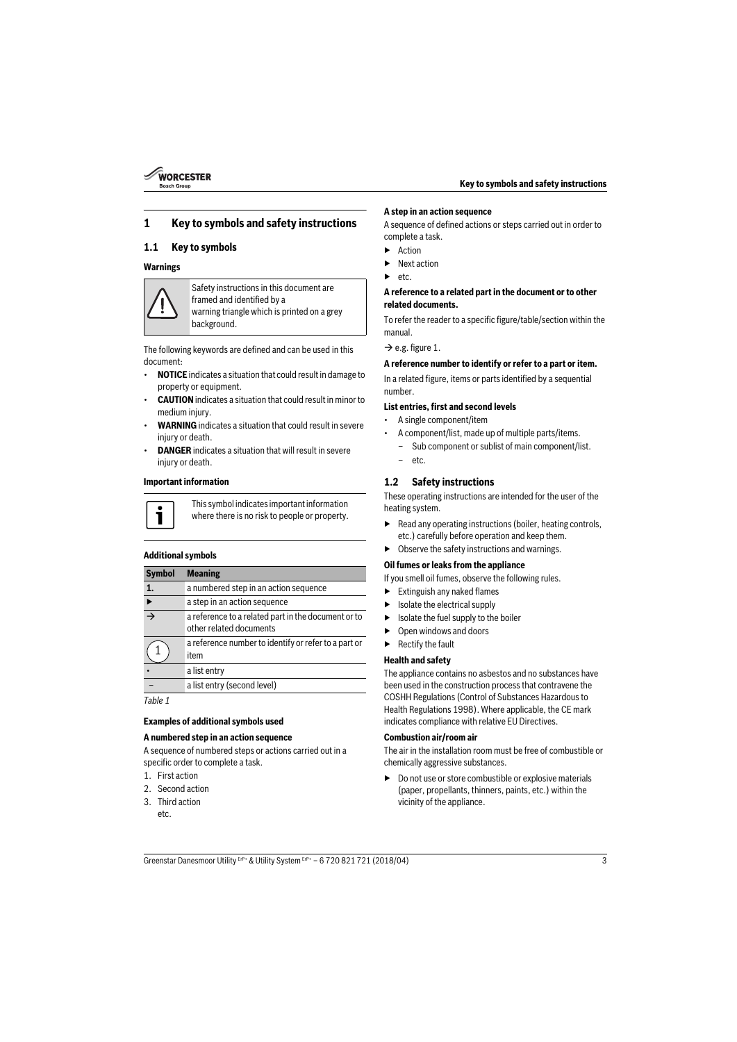# 1 Key to symbols and safety instructions

## 1.1 Key to symbols

### Warnings

Safety instructions in this document are framed and identified by a warning triangle which is printed on a grey background.

The following keywords are defined and can be used in this document:

- **NOTICE** indicates a situation that could result in damage to property or equipment.
- **CAUTION** indicates a situation that could result in minor to medium injury.
- **WARNING** indicates a situation that could result in severe injury or death.
- **DANGER** indicates a situation that will result in severe injury or death.

### Important information

This symbol indicates important information where there is no risk to people or property.

### Additional symbols

| Symbol | Meaning |
|---|---|
| **1.** | a numbered step in an action sequence |
| ▶ | a step in an action sequence |
| → | a reference to a related part in the document or to other related documents |
| (1) | a reference number to identify or refer to a part or item |
| • | a list entry |
| – | a list entry (second level) |

*Table 1*

### Examples of additional symbols used

**A numbered step in an action sequence**

A sequence of numbered steps or actions carried out in a specific order to complete a task.

1. First action
2. Second action
3. Third action
   etc.

**A step in an action sequence**

A sequence of defined actions or steps carried out in order to complete a task.

- ▶ Action
- ▶ Next action
- ▶ etc.

**A reference to a related part in the document or to other related documents.**

To refer the reader to a specific figure/table/section within the manual.

→ e.g. figure 1.

**A reference number to identify or refer to a part or item.**

In a related figure, items or parts identified by a sequential number.

**List entries, first and second levels**

- A single component/item
- A component/list, made up of multiple parts/items.
  - Sub component or sublist of main component/list.
  - etc.

## 1.2 Safety instructions

These operating instructions are intended for the user of the heating system.

- ▶ Read any operating instructions (boiler, heating controls, etc.) carefully before operation and keep them.
- ▶ Observe the safety instructions and warnings.

### Oil fumes or leaks from the appliance

If you smell oil fumes, observe the following rules.

- ▶ Extinguish any naked flames
- ▶ Isolate the electrical supply
- ▶ Isolate the fuel supply to the boiler
- ▶ Open windows and doors
- ▶ Rectify the fault

### Health and safety

The appliance contains no asbestos and no substances have been used in the construction process that contravene the COSHH Regulations (Control of Substances Hazardous to Health Regulations 1998). Where applicable, the CE mark indicates compliance with relative EU Directives.

### Combustion air/room air

The air in the installation room must be free of combustible or chemically aggressive substances.

- ▶ Do not use or store combustible or explosive materials (paper, propellants, thinners, paints, etc.) within the vicinity of the appliance.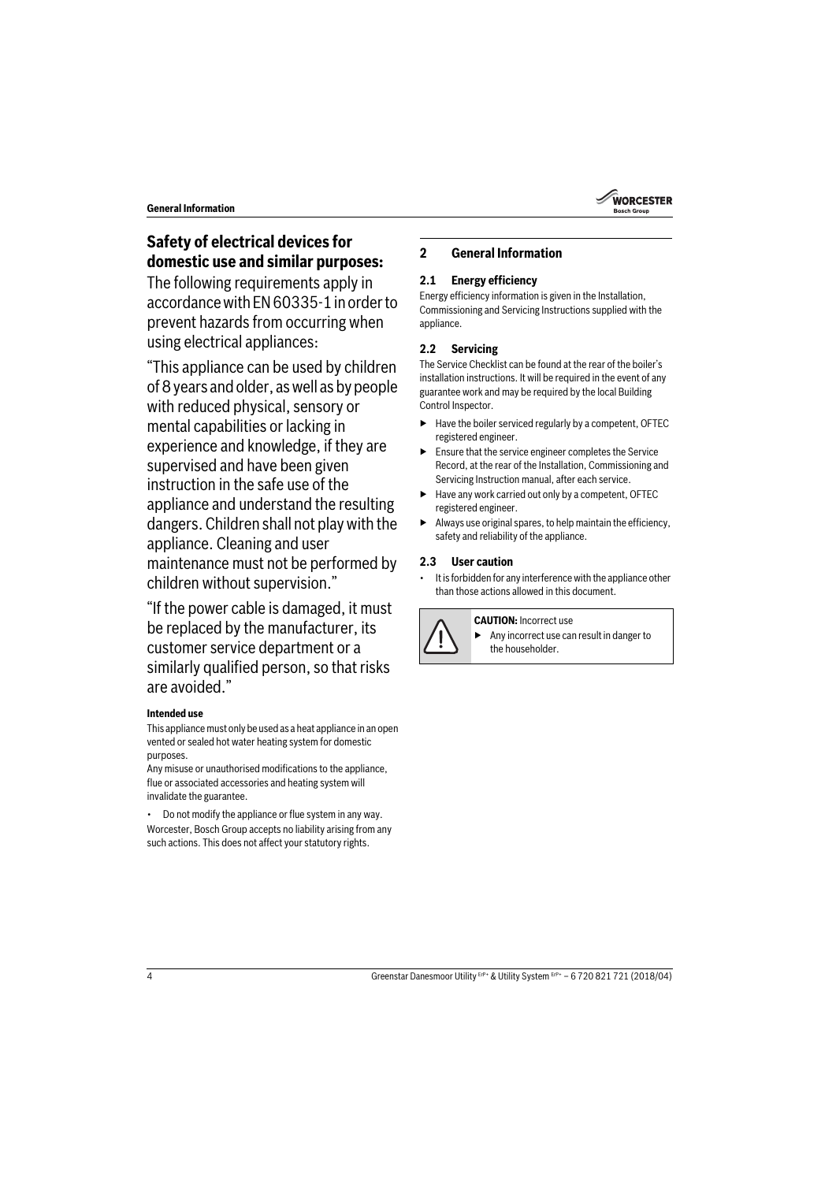## Safety of electrical devices for domestic use and similar purposes:

The following requirements apply in accordance with EN 60335-1 in order to prevent hazards from occurring when using electrical appliances:

"This appliance can be used by children of 8 years and older, as well as by people with reduced physical, sensory or mental capabilities or lacking in experience and knowledge, if they are supervised and have been given instruction in the safe use of the appliance and understand the resulting dangers. Children shall not play with the appliance. Cleaning and user maintenance must not be performed by children without supervision."

"If the power cable is damaged, it must be replaced by the manufacturer, its customer service department or a similarly qualified person, so that risks are avoided."

**Intended use**

This appliance must only be used as a heat appliance in an open vented or sealed hot water heating system for domestic purposes.
Any misuse or unauthorised modifications to the appliance, flue or associated accessories and heating system will invalidate the guarantee.

- Do not modify the appliance or flue system in any way.

Worcester, Bosch Group accepts no liability arising from any such actions. This does not affect your statutory rights.

## 2 General Information

### 2.1 Energy efficiency

Energy efficiency information is given in the Installation, Commissioning and Servicing Instructions supplied with the appliance.

### 2.2 Servicing

The Service Checklist can be found at the rear of the boiler's installation instructions. It will be required in the event of any guarantee work and may be required by the local Building Control Inspector.

- Have the boiler serviced regularly by a competent, OFTEC registered engineer.
- Ensure that the service engineer completes the Service Record, at the rear of the Installation, Commissioning and Servicing Instruction manual, after each service.
- Have any work carried out only by a competent, OFTEC registered engineer.
- Always use original spares, to help maintain the efficiency, safety and reliability of the appliance.

### 2.3 User caution

- It is forbidden for any interference with the appliance other than those actions allowed in this document.

**CAUTION:** Incorrect use

- Any incorrect use can result in danger to the householder.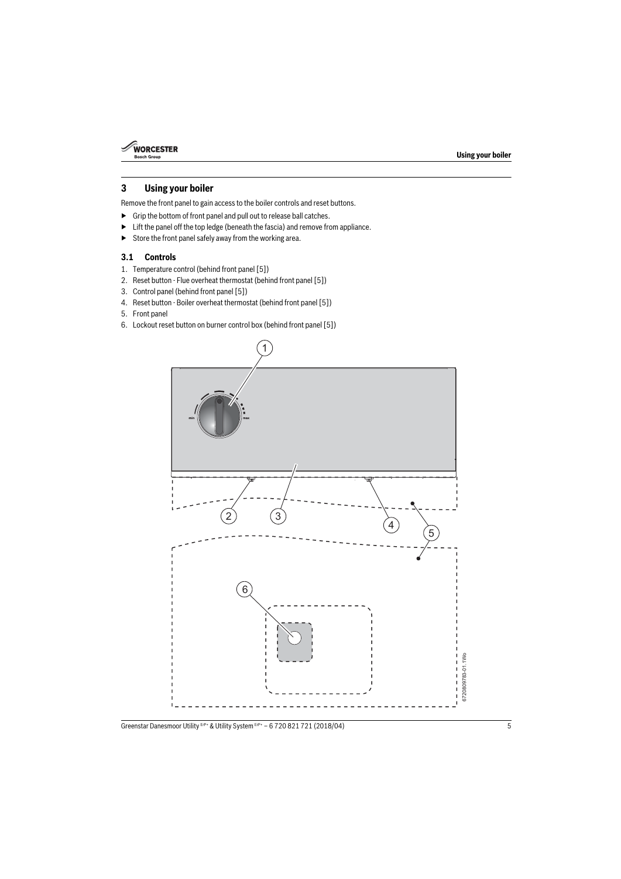# 3 Using your boiler

Remove the front panel to gain access to the boiler controls and reset buttons.

- ▶ Grip the bottom of front panel and pull out to release ball catches.
- ▶ Lift the panel off the top ledge (beneath the fascia) and remove from appliance.
- ▶ Store the front panel safely away from the working area.

## 3.1 Controls

1. Temperature control (behind front panel [5])
2. Reset button - Flue overheat thermostat (behind front panel [5])
3. Control panel (behind front panel [5])
4. Reset button - Boiler overheat thermostat (behind front panel [5])
5. Front panel
6. Lockout reset button on burner control box (behind front panel [5])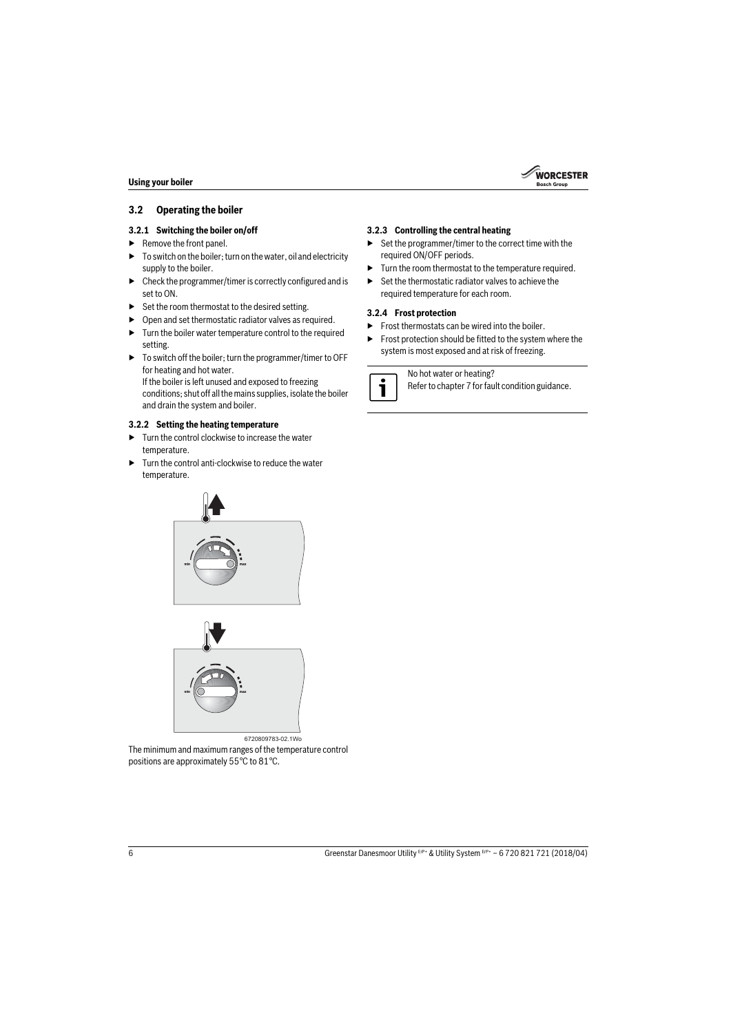## 3.2 Operating the boiler

### 3.2.1 Switching the boiler on/off

- Remove the front panel.
- To switch on the boiler; turn on the water, oil and electricity supply to the boiler.
- Check the programmer/timer is correctly configured and is set to ON.
- Set the room thermostat to the desired setting.
- Open and set thermostatic radiator valves as required.
- Turn the boiler water temperature control to the required setting.
- To switch off the boiler; turn the programmer/timer to OFF for heating and hot water.
  If the boiler is left unused and exposed to freezing conditions; shut off all the mains supplies, isolate the boiler and drain the system and boiler.

### 3.2.2 Setting the heating temperature

- Turn the control clockwise to increase the water temperature.
- Turn the control anti-clockwise to reduce the water temperature.

6720809783-02.1Wo

The minimum and maximum ranges of the temperature control positions are approximately 55 °C to 81 °C.

### 3.2.3 Controlling the central heating

- Set the programmer/timer to the correct time with the required ON/OFF periods.
- Turn the room thermostat to the temperature required.
- Set the thermostatic radiator valves to achieve the required temperature for each room.

### 3.2.4 Frost protection

- Frost thermostats can be wired into the boiler.
- Frost protection should be fitted to the system where the system is most exposed and at risk of freezing.

No hot water or heating?
Refer to chapter 7 for fault condition guidance.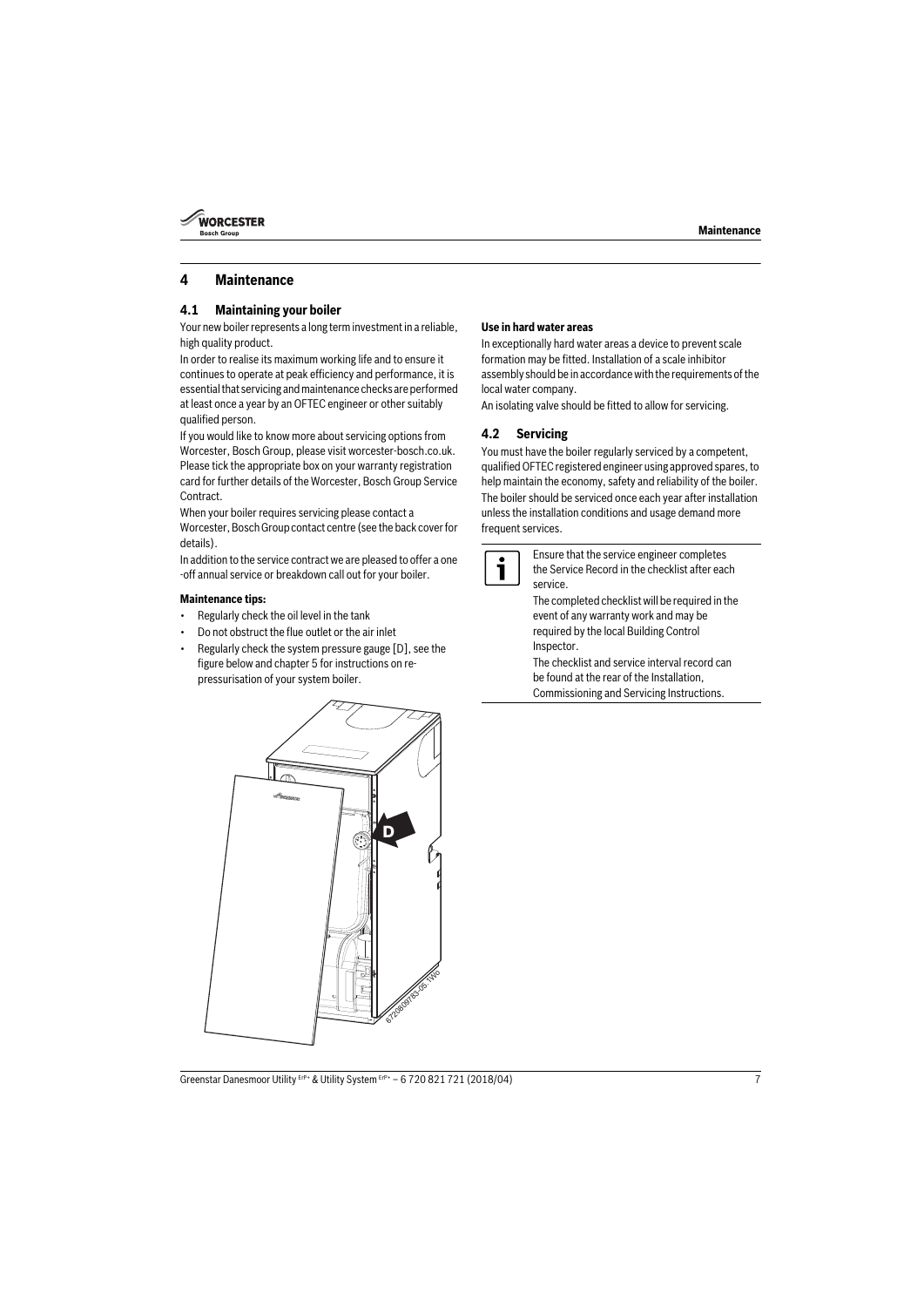# 4 Maintenance

## 4.1 Maintaining your boiler

Your new boiler represents a long term investment in a reliable, high quality product.

In order to realise its maximum working life and to ensure it continues to operate at peak efficiency and performance, it is essential that servicing and maintenance checks are performed at least once a year by an OFTEC engineer or other suitably qualified person.

If you would like to know more about servicing options from Worcester, Bosch Group, please visit worcester-bosch.co.uk. Please tick the appropriate box on your warranty registration card for further details of the Worcester, Bosch Group Service Contract.

When your boiler requires servicing please contact a Worcester, Bosch Group contact centre (see the back cover for details).

In addition to the service contract we are pleased to offer a one -off annual service or breakdown call out for your boiler.

**Maintenance tips:**

- Regularly check the oil level in the tank
- Do not obstruct the flue outlet or the air inlet
- Regularly check the system pressure gauge [D], see the figure below and chapter 5 for instructions on re-pressurisation of your system boiler.

**Use in hard water areas**

In exceptionally hard water areas a device to prevent scale formation may be fitted. Installation of a scale inhibitor assembly should be in accordance with the requirements of the local water company.

An isolating valve should be fitted to allow for servicing.

## 4.2 Servicing

You must have the boiler regularly serviced by a competent, qualified OFTEC registered engineer using approved spares, to help maintain the economy, safety and reliability of the boiler. The boiler should be serviced once each year after installation unless the installation conditions and usage demand more frequent services.

Ensure that the service engineer completes the Service Record in the checklist after each service.

The completed checklist will be required in the event of any warranty work and may be required by the local Building Control Inspector.

The checklist and service interval record can be found at the rear of the Installation, Commissioning and Servicing Instructions.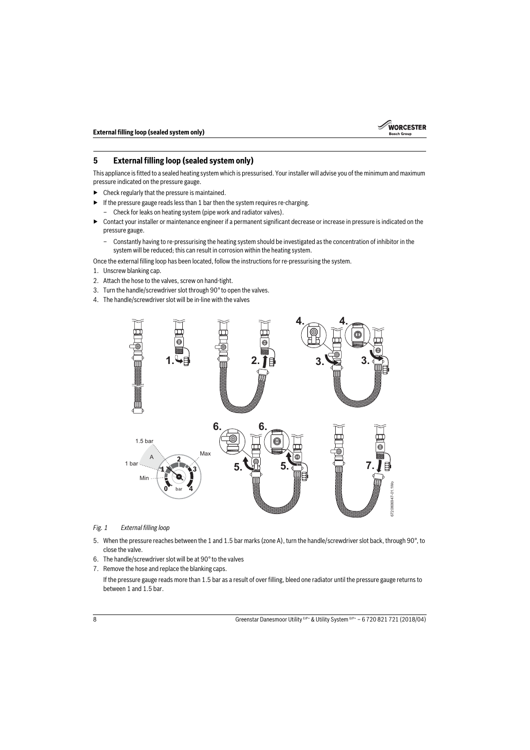## 5 External filling loop (sealed system only)

This appliance is fitted to a sealed heating system which is pressurised. Your installer will advise you of the minimum and maximum pressure indicated on the pressure gauge.

- Check regularly that the pressure is maintained.
- If the pressure gauge reads less than 1 bar then the system requires re-charging.
  - Check for leaks on heating system (pipe work and radiator valves).
- Contact your installer or maintenance engineer if a permanent significant decrease or increase in pressure is indicated on the pressure gauge.
  - Constantly having to re-pressurising the heating system should be investigated as the concentration of inhibitor in the system will be reduced; this can result in corrosion within the heating system.

Once the external filling loop has been located, follow the instructions for re-pressurising the system.

1. Unscrew blanking cap.
2. Attach the hose to the valves, screw on hand-tight.
3. Turn the handle/screwdriver slot through 90° to open the valves.
4. The handle/screwdriver slot will be in-line with the valves

*Fig. 1 External filling loop*

5. When the pressure reaches between the 1 and 1.5 bar marks (zone A), turn the handle/screwdriver slot back, through 90°, to close the valve.
6. The handle/screwdriver slot will be at 90° to the valves
7. Remove the hose and replace the blanking caps.

   If the pressure gauge reads more than 1.5 bar as a result of over filling, bleed one radiator until the pressure gauge returns to between 1 and 1.5 bar.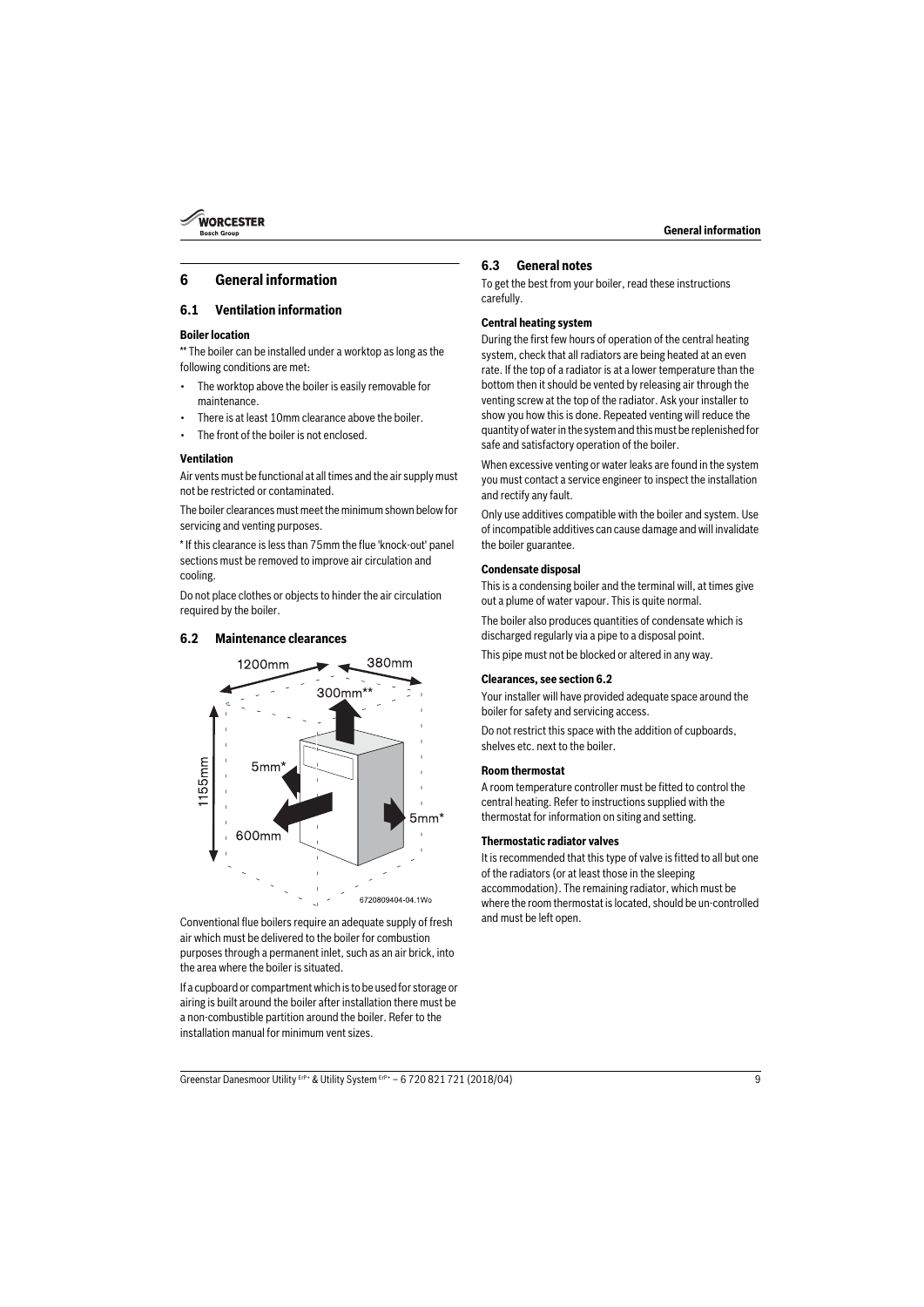# 6 General information

## 6.1 Ventilation information

**Boiler location**

** The boiler can be installed under a worktop as long as the following conditions are met:

- The worktop above the boiler is easily removable for maintenance.
- There is at least 10mm clearance above the boiler.
- The front of the boiler is not enclosed.

**Ventilation**

Air vents must be functional at all times and the air supply must not be restricted or contaminated.

The boiler clearances must meet the minimum shown below for servicing and venting purposes.

* If this clearance is less than 75mm the flue 'knock-out' panel sections must be removed to improve air circulation and cooling.

Do not place clothes or objects to hinder the air circulation required by the boiler.

## 6.2 Maintenance clearances

1200mm
380mm
300mm**
1155mm
5mm*
5mm*
600mm
6720809404-04.1Wo

Conventional flue boilers require an adequate supply of fresh air which must be delivered to the boiler for combustion purposes through a permanent inlet, such as an air brick, into the area where the boiler is situated.

If a cupboard or compartment which is to be used for storage or airing is built around the boiler after installation there must be a non-combustible partition around the boiler. Refer to the installation manual for minimum vent sizes.

## 6.3 General notes

To get the best from your boiler, read these instructions carefully.

**Central heating system**

During the first few hours of operation of the central heating system, check that all radiators are being heated at an even rate. If the top of a radiator is at a lower temperature than the bottom then it should be vented by releasing air through the venting screw at the top of the radiator. Ask your installer to show you how this is done. Repeated venting will reduce the quantity of water in the system and this must be replenished for safe and satisfactory operation of the boiler.

When excessive venting or water leaks are found in the system you must contact a service engineer to inspect the installation and rectify any fault.

Only use additives compatible with the boiler and system. Use of incompatible additives can cause damage and will invalidate the boiler guarantee.

**Condensate disposal**

This is a condensing boiler and the terminal will, at times give out a plume of water vapour. This is quite normal.

The boiler also produces quantities of condensate which is discharged regularly via a pipe to a disposal point.

This pipe must not be blocked or altered in any way.

**Clearances, see section 6.2**

Your installer will have provided adequate space around the boiler for safety and servicing access.

Do not restrict this space with the addition of cupboards, shelves etc. next to the boiler.

**Room thermostat**

A room temperature controller must be fitted to control the central heating. Refer to instructions supplied with the thermostat for information on siting and setting.

**Thermostatic radiator valves**

It is recommended that this type of valve is fitted to all but one of the radiators (or at least those in the sleeping accommodation). The remaining radiator, which must be where the room thermostat is located, should be un-controlled and must be left open.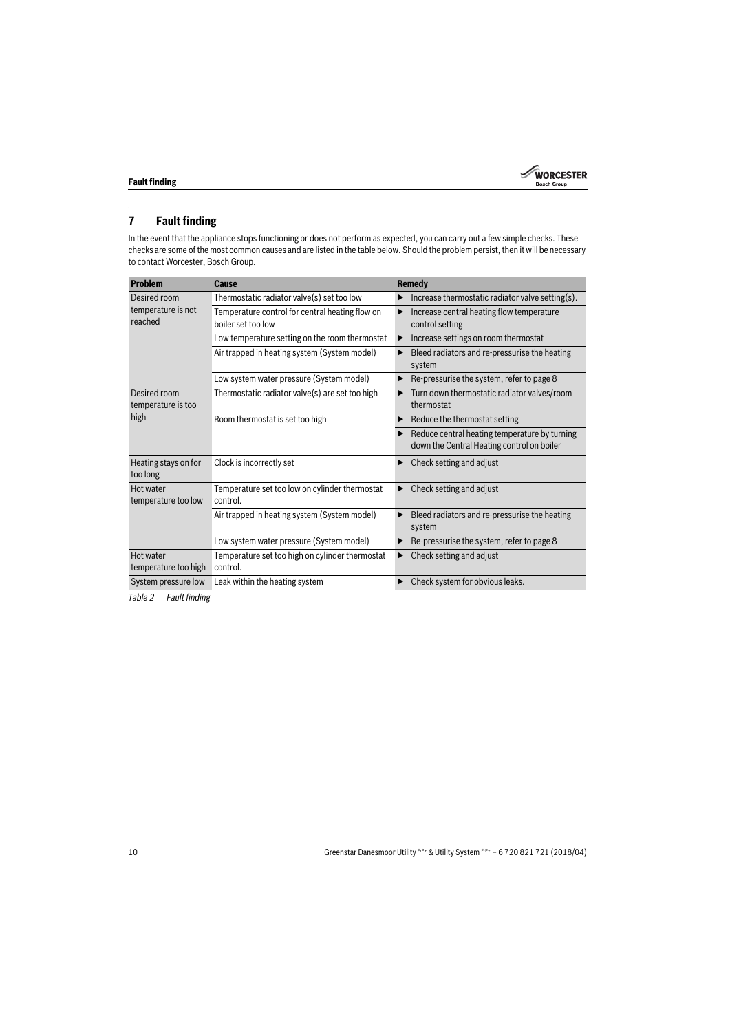## 7 Fault finding

In the event that the appliance stops functioning or does not perform as expected, you can carry out a few simple checks. These checks are some of the most common causes and are listed in the table below. Should the problem persist, then it will be necessary to contact Worcester, Bosch Group.

| Problem | Cause | Remedy |
|---|---|---|
| Desired room temperature is not reached | Thermostatic radiator valve(s) set too low | ▶ Increase thermostatic radiator valve setting(s). |
| | Temperature control for central heating flow on boiler set too low | ▶ Increase central heating flow temperature control setting |
| | Low temperature setting on the room thermostat | ▶ Increase settings on room thermostat |
| | Air trapped in heating system (System model) | ▶ Bleed radiators and re-pressurise the heating system |
| | Low system water pressure (System model) | ▶ Re-pressurise the system, refer to page 8 |
| Desired room temperature is too high | Thermostatic radiator valve(s) are set too high | ▶ Turn down thermostatic radiator valves/room thermostat |
| | Room thermostat is set too high | ▶ Reduce the thermostat setting |
| | | ▶ Reduce central heating temperature by turning down the Central Heating control on boiler |
| Heating stays on for too long | Clock is incorrectly set | ▶ Check setting and adjust |
| Hot water temperature too low | Temperature set too low on cylinder thermostat control. | ▶ Check setting and adjust |
| | Air trapped in heating system (System model) | ▶ Bleed radiators and re-pressurise the heating system |
| | Low system water pressure (System model) | ▶ Re-pressurise the system, refer to page 8 |
| Hot water temperature too high | Temperature set too high on cylinder thermostat control. | ▶ Check setting and adjust |
| System pressure low | Leak within the heating system | ▶ Check system for obvious leaks. |

*Table 2 Fault finding*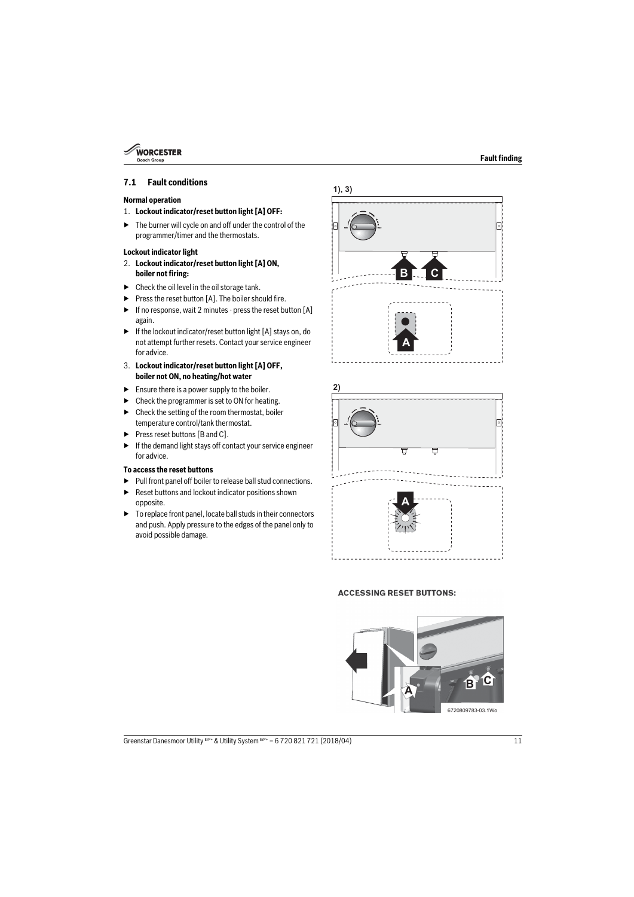## 7.1 Fault conditions

**Normal operation**

1. **Lockout indicator/reset button light [A] OFF:**

▶ The burner will cycle on and off under the control of the programmer/timer and the thermostats.

**Lockout indicator light**

2. **Lockout indicator/reset button light [A] ON, boiler not firing:**

▶ Check the oil level in the oil storage tank.

▶ Press the reset button [A]. The boiler should fire.

▶ If no response, wait 2 minutes - press the reset button [A] again.

▶ If the lockout indicator/reset button light [A] stays on, do not attempt further resets. Contact your service engineer for advice.

3. **Lockout indicator/reset button light [A] OFF, boiler not ON, no heating/hot water**

▶ Ensure there is a power supply to the boiler.

▶ Check the programmer is set to ON for heating.

▶ Check the setting of the room thermostat, boiler temperature control/tank thermostat.

▶ Press reset buttons [B and C].

▶ If the demand light stays off contact your service engineer for advice.

**To access the reset buttons**

▶ Pull front panel off boiler to release ball stud connections.

▶ Reset buttons and lockout indicator positions shown opposite.

▶ To replace front panel, locate ball studs in their connectors and push. Apply pressure to the edges of the panel only to avoid possible damage.

1), 3)

2)

ACCESSING RESET BUTTONS:

6720809783-03.1Wo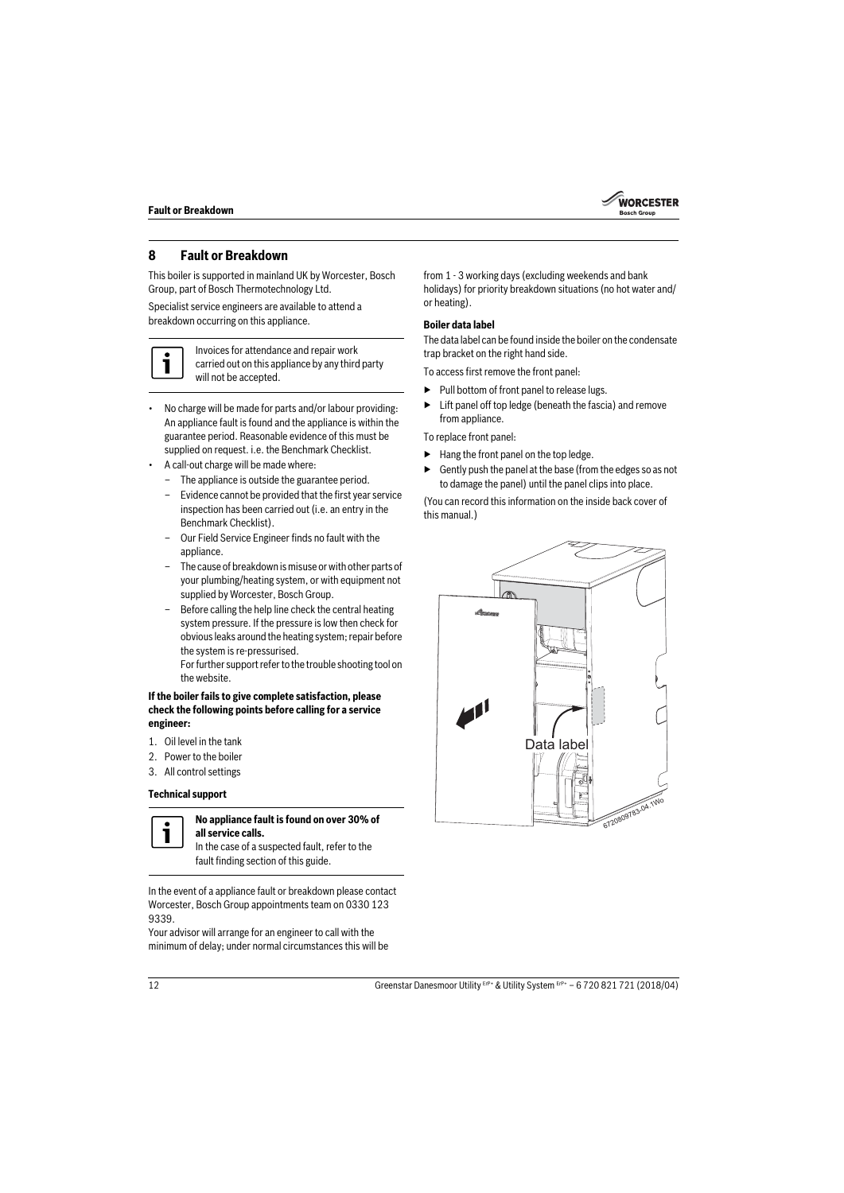## 8 Fault or Breakdown

This boiler is supported in mainland UK by Worcester, Bosch Group, part of Bosch Thermotechnology Ltd.

Specialist service engineers are available to attend a breakdown occurring on this appliance.

> Invoices for attendance and repair work carried out on this appliance by any third party will not be accepted.

- No charge will be made for parts and/or labour providing: An appliance fault is found and the appliance is within the guarantee period. Reasonable evidence of this must be supplied on request. i.e. the Benchmark Checklist.
- A call-out charge will be made where:
  - The appliance is outside the guarantee period.
  - Evidence cannot be provided that the first year service inspection has been carried out (i.e. an entry in the Benchmark Checklist).
  - Our Field Service Engineer finds no fault with the appliance.
  - The cause of breakdown is misuse or with other parts of your plumbing/heating system, or with equipment not supplied by Worcester, Bosch Group.
  - Before calling the help line check the central heating system pressure. If the pressure is low then check for obvious leaks around the heating system; repair before the system is re-pressurised.
    For further support refer to the trouble shooting tool on the website.

**If the boiler fails to give complete satisfaction, please check the following points before calling for a service engineer:**

1. Oil level in the tank
2. Power to the boiler
3. All control settings

**Technical support**

> **No appliance fault is found on over 30% of all service calls.**
> In the case of a suspected fault, refer to the fault finding section of this guide.

In the event of a appliance fault or breakdown please contact Worcester, Bosch Group appointments team on 0330 123 9339.

Your advisor will arrange for an engineer to call with the minimum of delay; under normal circumstances this will be from 1 - 3 working days (excluding weekends and bank holidays) for priority breakdown situations (no hot water and/ or heating).

**Boiler data label**

The data label can be found inside the boiler on the condensate trap bracket on the right hand side.

To access first remove the front panel:

- ▶ Pull bottom of front panel to release lugs.
- ▶ Lift panel off top ledge (beneath the fascia) and remove from appliance.

To replace front panel:

- ▶ Hang the front panel on the top ledge.
- ▶ Gently push the panel at the base (from the edges so as not to damage the panel) until the panel clips into place.

(You can record this information on the inside back cover of this manual.)

Data label

6720809783-04.1Wo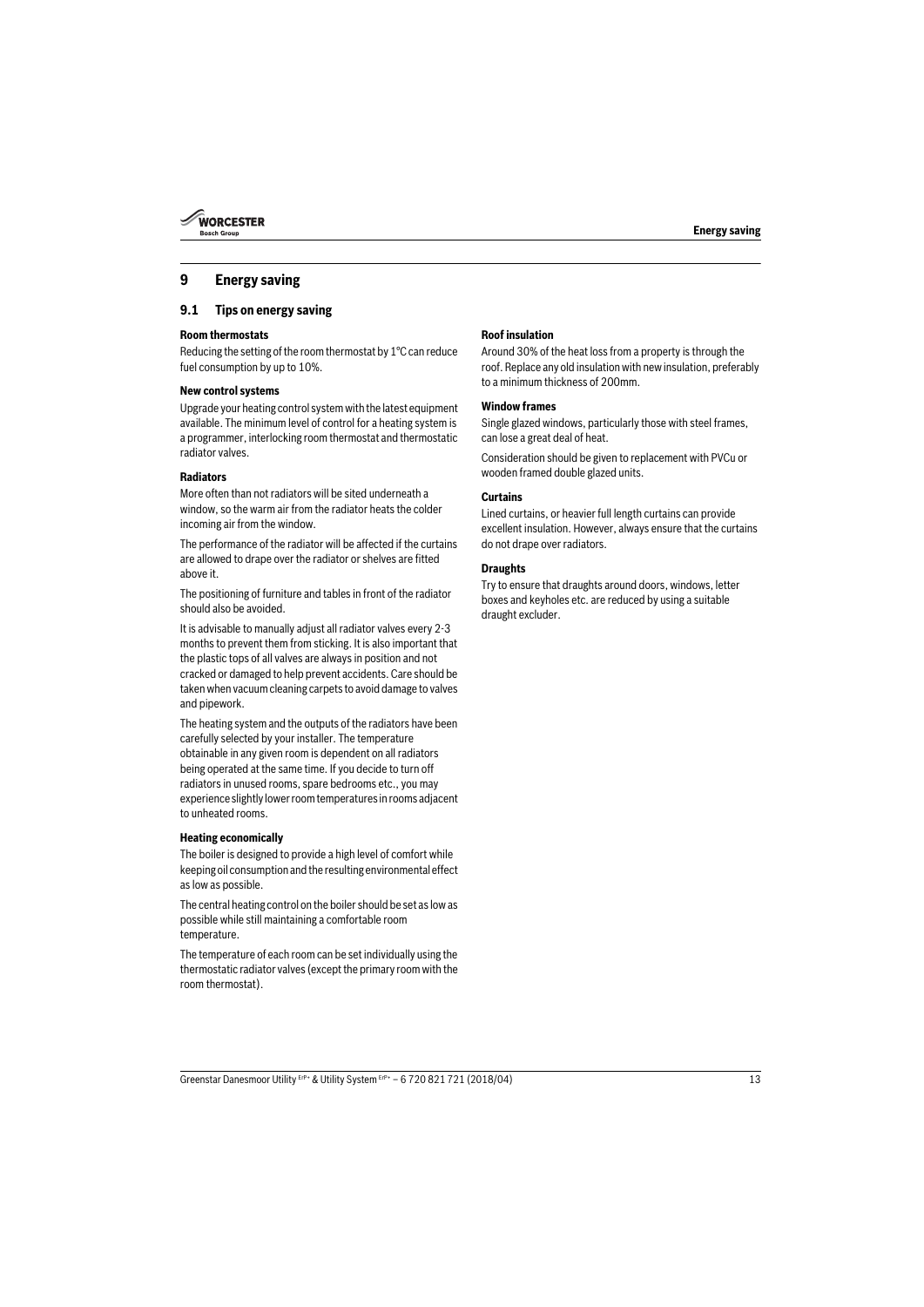# 9 Energy saving

## 9.1 Tips on energy saving

**Room thermostats**

Reducing the setting of the room thermostat by 1°C can reduce fuel consumption by up to 10%.

**New control systems**

Upgrade your heating control system with the latest equipment available. The minimum level of control for a heating system is a programmer, interlocking room thermostat and thermostatic radiator valves.

**Radiators**

More often than not radiators will be sited underneath a window, so the warm air from the radiator heats the colder incoming air from the window.

The performance of the radiator will be affected if the curtains are allowed to drape over the radiator or shelves are fitted above it.

The positioning of furniture and tables in front of the radiator should also be avoided.

It is advisable to manually adjust all radiator valves every 2-3 months to prevent them from sticking. It is also important that the plastic tops of all valves are always in position and not cracked or damaged to help prevent accidents. Care should be taken when vacuum cleaning carpets to avoid damage to valves and pipework.

The heating system and the outputs of the radiators have been carefully selected by your installer. The temperature obtainable in any given room is dependent on all radiators being operated at the same time. If you decide to turn off radiators in unused rooms, spare bedrooms etc., you may experience slightly lower room temperatures in rooms adjacent to unheated rooms.

**Heating economically**

The boiler is designed to provide a high level of comfort while keeping oil consumption and the resulting environmental effect as low as possible.

The central heating control on the boiler should be set as low as possible while still maintaining a comfortable room temperature.

The temperature of each room can be set individually using the thermostatic radiator valves (except the primary room with the room thermostat).

**Roof insulation**

Around 30% of the heat loss from a property is through the roof. Replace any old insulation with new insulation, preferably to a minimum thickness of 200mm.

**Window frames**

Single glazed windows, particularly those with steel frames, can lose a great deal of heat.

Consideration should be given to replacement with PVCu or wooden framed double glazed units.

**Curtains**

Lined curtains, or heavier full length curtains can provide excellent insulation. However, always ensure that the curtains do not drape over radiators.

**Draughts**

Try to ensure that draughts around doors, windows, letter boxes and keyholes etc. are reduced by using a suitable draught excluder.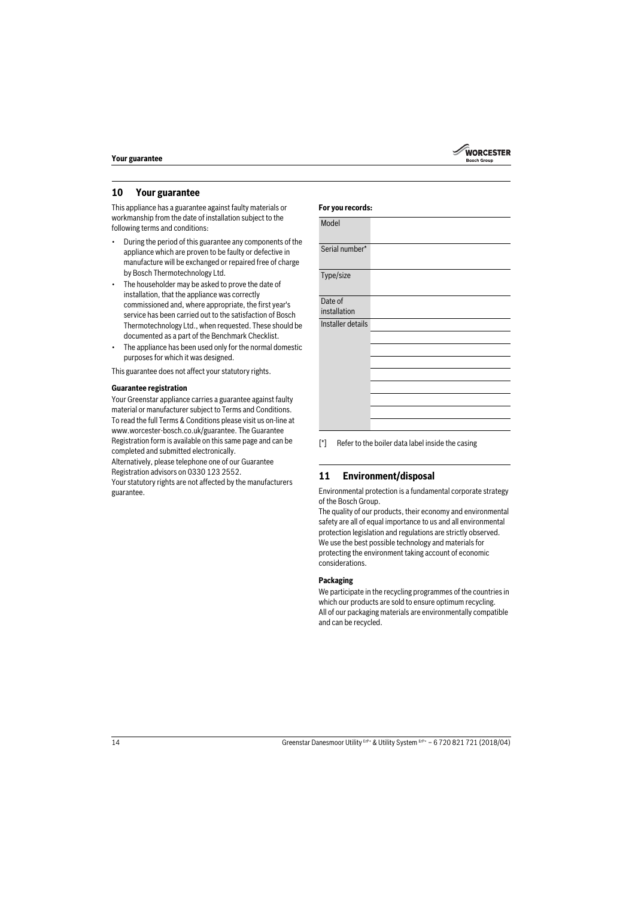## 10 Your guarantee

This appliance has a guarantee against faulty materials or workmanship from the date of installation subject to the following terms and conditions:

- During the period of this guarantee any components of the appliance which are proven to be faulty or defective in manufacture will be exchanged or repaired free of charge by Bosch Thermotechnology Ltd.
- The householder may be asked to prove the date of installation, that the appliance was correctly commissioned and, where appropriate, the first year's service has been carried out to the satisfaction of Bosch Thermotechnology Ltd., when requested. These should be documented as a part of the Benchmark Checklist.
- The appliance has been used only for the normal domestic purposes for which it was designed.

This guarantee does not affect your statutory rights.

**Guarantee registration**

Your Greenstar appliance carries a guarantee against faulty material or manufacturer subject to Terms and Conditions. To read the full Terms & Conditions please visit us on-line at www.worcester-bosch.co.uk/guarantee. The Guarantee Registration form is available on this same page and can be completed and submitted electronically.
Alternatively, please telephone one of our Guarantee Registration advisors on 0330 123 2552.
Your statutory rights are not affected by the manufacturers guarantee.

**For you records:**

| | |
|---|---|
| Model | |
| Serial number* | |
| Type/size | |
| Date of installation | |
| Installer details | |
| | |
| | |
| | |
| | |
| | |
| | |
| | |
| | |

[*] Refer to the boiler data label inside the casing

## 11 Environment/disposal

Environmental protection is a fundamental corporate strategy of the Bosch Group.
The quality of our products, their economy and environmental safety are all of equal importance to us and all environmental protection legislation and regulations are strictly observed.
We use the best possible technology and materials for protecting the environment taking account of economic considerations.

**Packaging**

We participate in the recycling programmes of the countries in which our products are sold to ensure optimum recycling.
All of our packaging materials are environmentally compatible and can be recycled.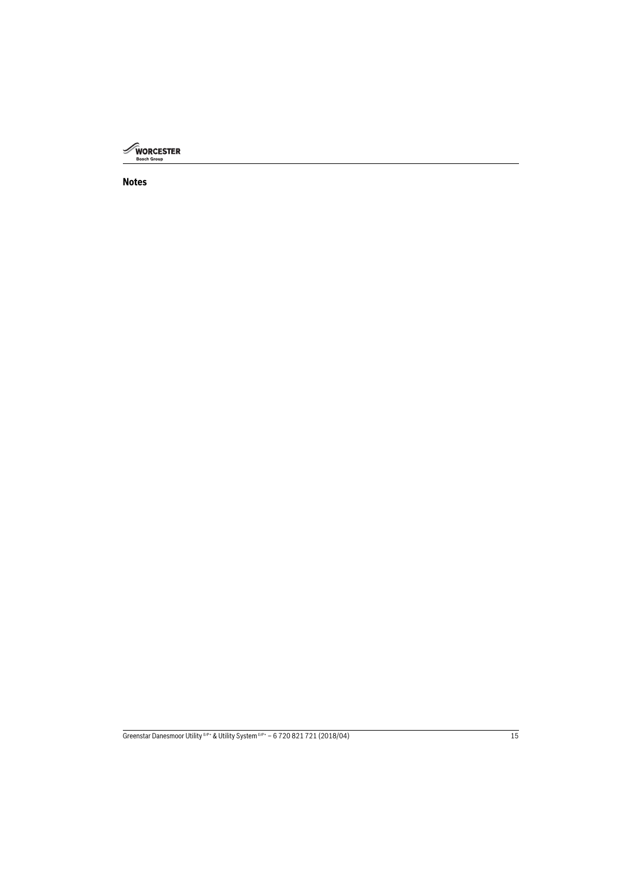## Notes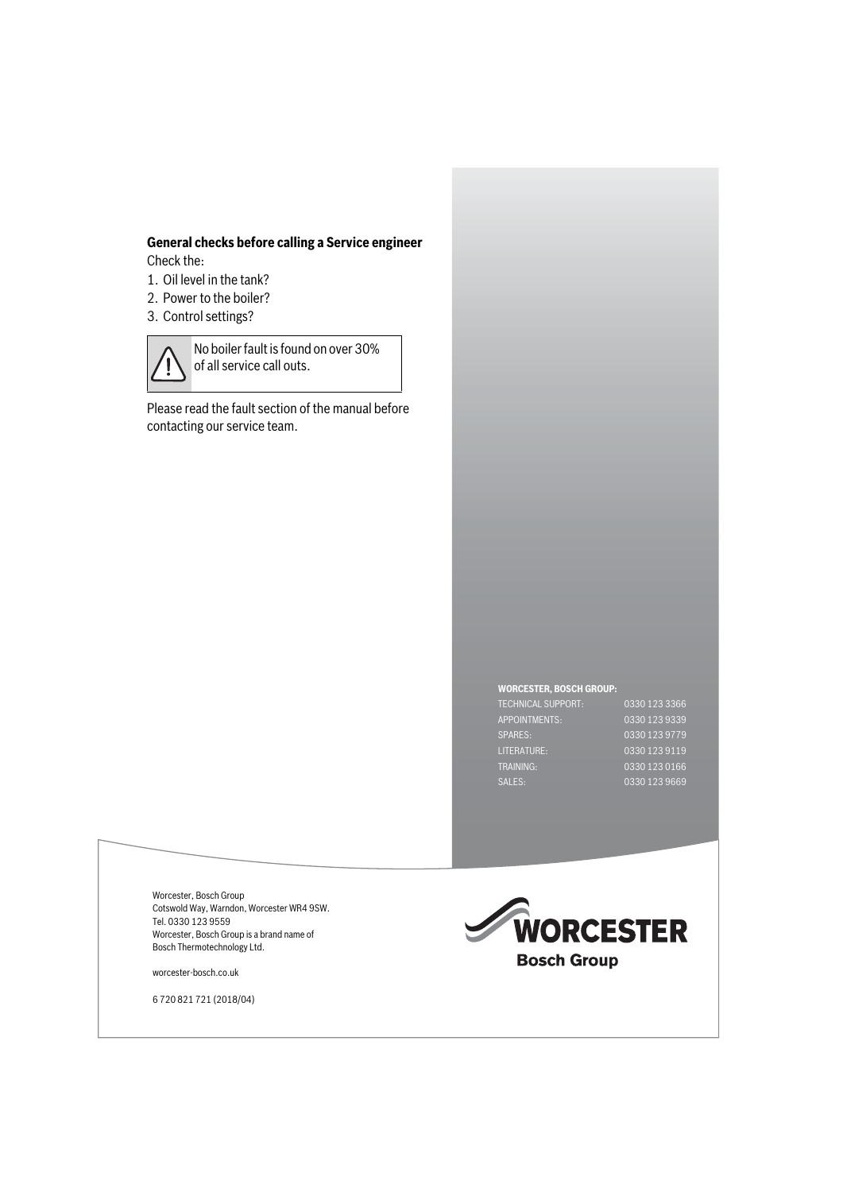**General checks before calling a Service engineer**

Check the:

1. Oil level in the tank?
2. Power to the boiler?
3. Control settings?

No boiler fault is found on over 30% of all service call outs.

Please read the fault section of the manual before contacting our service team.

**WORCESTER, BOSCH GROUP:**

| | |
|---|---|
| TECHNICAL SUPPORT: | 0330 123 3366 |
| APPOINTMENTS: | 0330 123 9339 |
| SPARES: | 0330 123 9779 |
| LITERATURE: | 0330 123 9119 |
| TRAINING: | 0330 123 0166 |
| SALES: | 0330 123 9669 |

Worcester, Bosch Group
Cotswold Way, Warndon, Worcester WR4 9SW.
Tel. 0330 123 9559
Worcester, Bosch Group is a brand name of
Bosch Thermotechnology Ltd.

worcester-bosch.co.uk

6 720 821 721 (2018/04)

WORCESTER
Bosch Group